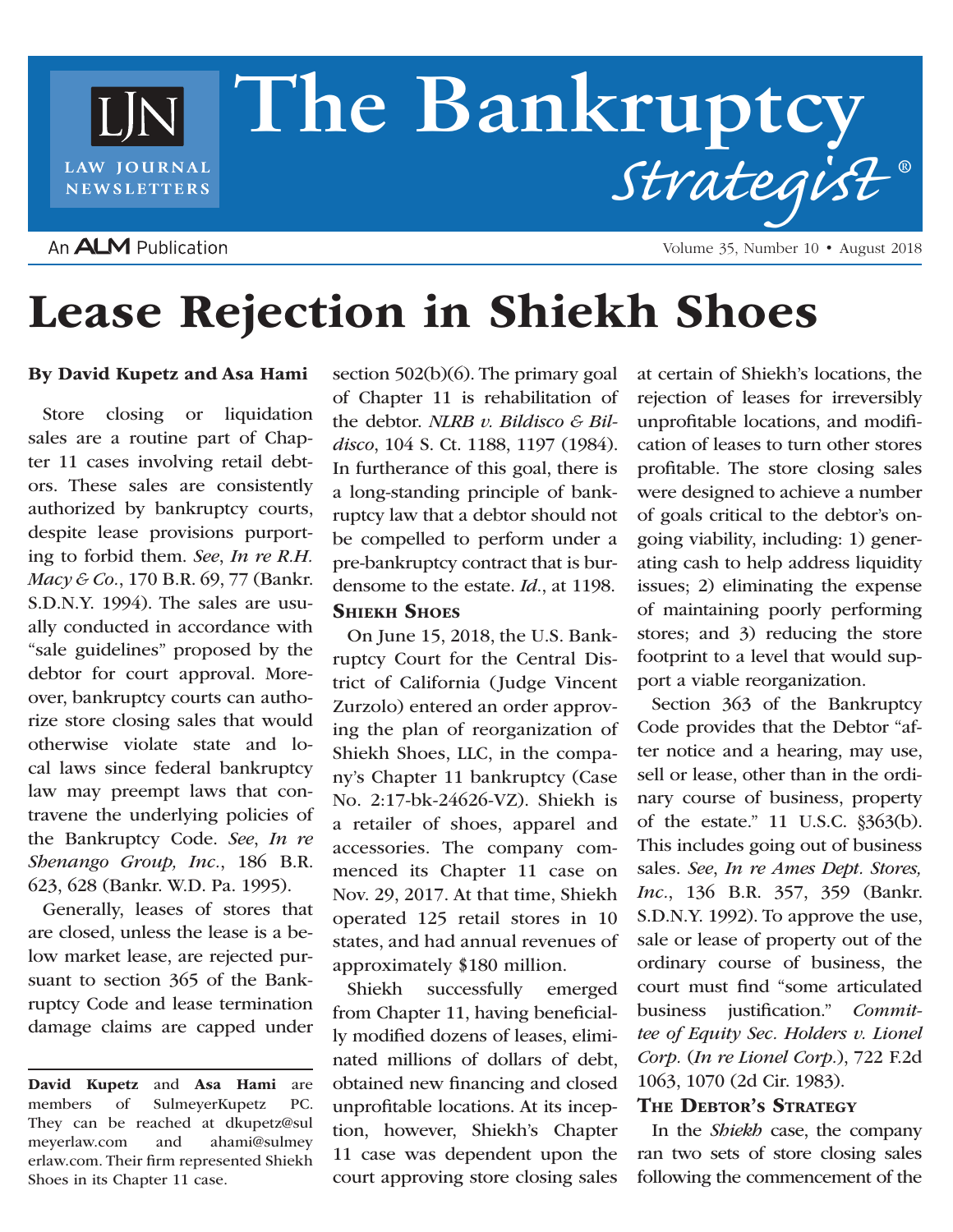# The Bankruptcy Strategist®

# Lease Rejection in Shiekh Shoes

**By David Kupetz and Asa Hami**

Store closing or liquidation sales are a routine part of Chapter 11 cases involving retail debtors. These sales are consistently authorized by bankruptcy courts, despite lease provisions purporting to forbid them. *See*, *In re R.H. Macy & Co.*, 170 B.R. 69, 77 (Bankr. S.D.N.Y. 1994). The sales are usually conducted in accordance with "sale guidelines" proposed by the debtor for court approval. Moreover, bankruptcy courts can authorize store closing sales that would otherwise violate state and local laws since federal bankruptcy law may preempt laws that contravene the underlying policies of the Bankruptcy Code. *See*, *In re Shenango Group, Inc.*, 186 B.R. 623, 628 (Bankr. W.D. Pa. 1995).

Generally, leases of stores that are closed, unless the lease is a below market lease, are rejected pursuant to section 365 of the Bankruptcy Code and lease termination damage claims are capped under section 502(b)(6). The primary goal of Chapter 11 is rehabilitation of the debtor. *NLRB v. Bildisco & Bildisco*, 104 S. Ct. 1188, 1197 (1984). In furtherance of this goal, there is a long-standing principle of bankruptcy law that a debtor should not be compelled to perform under a pre-bankruptcy contract that is burdensome to the estate. *Id.*, at 1198.

**David Kupetz** and **Asa Hami** are members of SulmeyerKupetz PC. They can be reached at dkupetz@sulmeyerlaw.com and ahami@sulmeyerlaw.com. Their firm represented Shiekh Shoes in its Chapter 11 case.

## Shiekh Shoes

On June 15, 2018, the U.S. Bankruptcy Court for the Central District of California (Judge Vincent Zurzolo) entered an order approving the plan of reorganization of Shiekh Shoes, LLC, in the company's Chapter 11 bankruptcy (Case No. 2:17-bk-24626-VZ). Shiekh is a retailer of shoes, apparel and accessories. The company commenced its Chapter 11 case on Nov. 29, 2017. At that time, Shiekh operated 125 retail stores in 10 states, and had annual revenues of approximately $180 million.

Shiekh successfully emerged from Chapter 11, having beneficially modified dozens of leases, eliminated millions of dollars of debt, obtained new financing and closed unprofitable locations. At its inception, however, Shiekh's Chapter 11 case was dependent upon the court approving store closing sales at certain of Shiekh's locations, the rejection of leases for irreversibly unprofitable locations, and modification of leases to turn other stores profitable. The store closing sales were designed to achieve a number of goals critical to the debtor's ongoing viability, including: 1) generating cash to help address liquidity issues; 2) eliminating the expense of maintaining poorly performing stores; and 3) reducing the store footprint to a level that would support a viable reorganization.

Section 363 of the Bankruptcy Code provides that the Debtor "after notice and a hearing, may use, sell or lease, other than in the ordinary course of business, property of the estate." 11 U.S.C. §363(b). This includes going out of business sales. *See*, *In re Ames Dept. Stores, Inc.*, 136 B.R. 357, 359 (Bankr. S.D.N.Y. 1992). To approve the use, sale or lease of property out of the ordinary course of business, the court must find "some articulated business justification." *Committee of Equity Sec. Holders v. Lionel Corp.* (*In re Lionel Corp.*), 722 F.2d 1063, 1070 (2d Cir. 1983).

## The Debtor's Strategy

In the *Shiekh* case, the company ran two sets of store closing sales following the commencement of the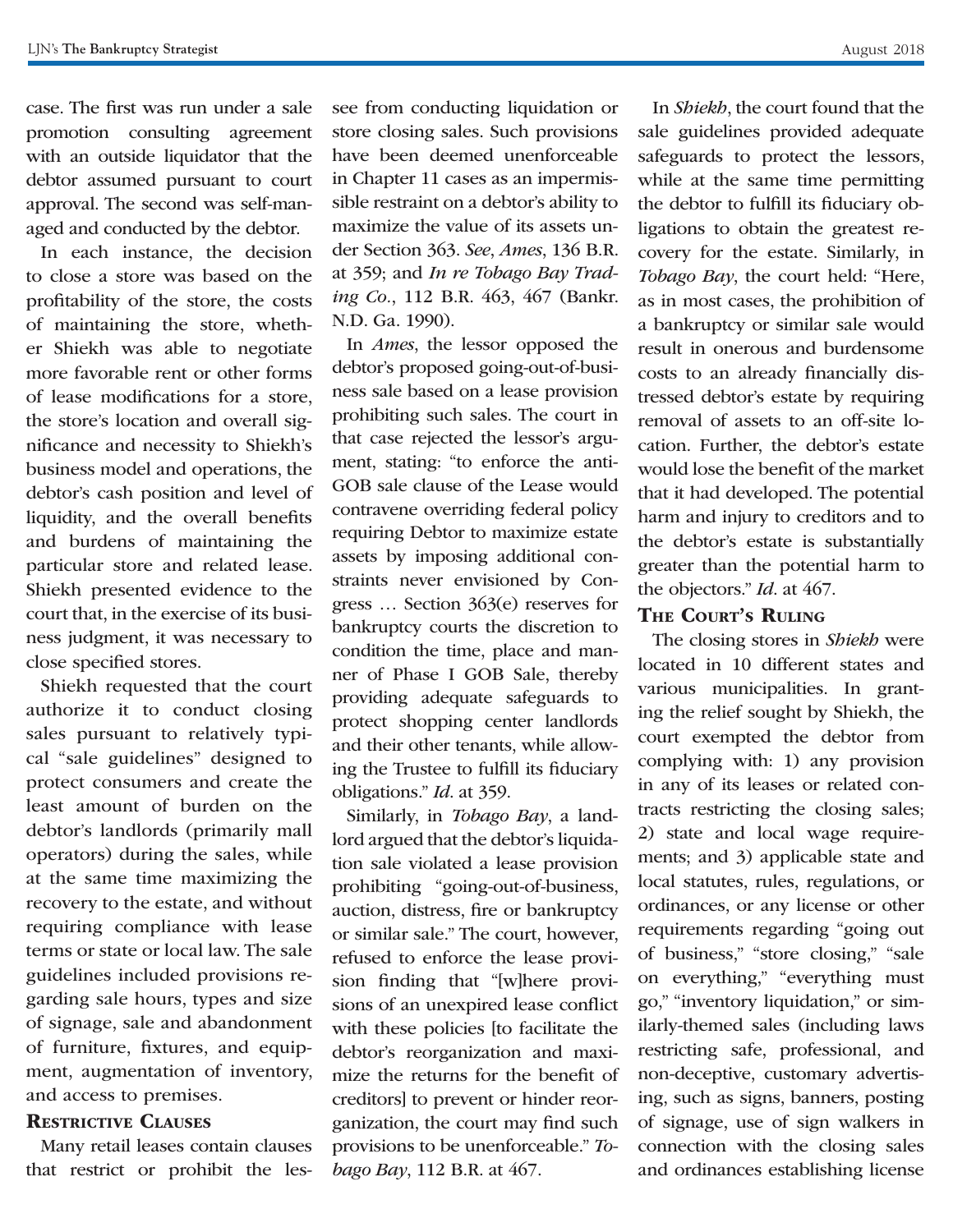case. The first was run under a sale promotion consulting agreement with an outside liquidator that the debtor assumed pursuant to court approval. The second was self-managed and conducted by the debtor.

In each instance, the decision to close a store was based on the profitability of the store, the costs of maintaining the store, whether Shiekh was able to negotiate more favorable rent or other forms of lease modifications for a store, the store's location and overall significance and necessity to Shiekh's business model and operations, the debtor's cash position and level of liquidity, and the overall benefits and burdens of maintaining the particular store and related lease. Shiekh presented evidence to the court that, in the exercise of its business judgment, it was necessary to close specified stores.

Shiekh requested that the court authorize it to conduct closing sales pursuant to relatively typical "sale guidelines" designed to protect consumers and create the least amount of burden on the debtor's landlords (primarily mall operators) during the sales, while at the same time maximizing the recovery to the estate, and without requiring compliance with lease terms or state or local law. The sale guidelines included provisions regarding sale hours, types and size of signage, sale and abandonment of furniture, fixtures, and equipment, augmentation of inventory, and access to premises.

## Restrictive Clauses

Many retail leases contain clauses that restrict or prohibit the lessee from conducting liquidation or store closing sales. Such provisions have been deemed unenforceable in Chapter 11 cases as an impermissible restraint on a debtor's ability to maximize the value of its assets under Section 363. *See*, *Ames*, 136 B.R. at 359; and *In re Tobago Bay Trading Co.*, 112 B.R. 463, 467 (Bankr. N.D. Ga. 1990).

In *Ames*, the lessor opposed the debtor's proposed going-out-of-business sale based on a lease provision prohibiting such sales. The court in that case rejected the lessor's argument, stating: "to enforce the anti-GOB sale clause of the Lease would contravene overriding federal policy requiring Debtor to maximize estate assets by imposing additional constraints never envisioned by Congress … Section 363(e) reserves for bankruptcy courts the discretion to condition the time, place and manner of Phase I GOB Sale, thereby providing adequate safeguards to protect shopping center landlords and their other tenants, while allowing the Trustee to fulfill its fiduciary obligations." *Id*. at 359.

Similarly, in *Tobago Bay*, a landlord argued that the debtor's liquidation sale violated a lease provision prohibiting "going-out-of-business, auction, distress, fire or bankruptcy or similar sale." The court, however, refused to enforce the lease provision finding that "[w]here provisions of an unexpired lease conflict with these policies [to facilitate the debtor's reorganization and maximize the returns for the benefit of creditors] to prevent or hinder reorganization, the court may find such provisions to be unenforceable." *Tobago Bay*, 112 B.R. at 467.

In *Shiekh*, the court found that the sale guidelines provided adequate safeguards to protect the lessors, while at the same time permitting the debtor to fulfill its fiduciary obligations to obtain the greatest recovery for the estate. Similarly, in *Tobago Bay*, the court held: "Here, as in most cases, the prohibition of a bankruptcy or similar sale would result in onerous and burdensome costs to an already financially distressed debtor's estate by requiring removal of assets to an off-site location. Further, the debtor's estate would lose the benefit of the market that it had developed. The potential harm and injury to creditors and to the debtor's estate is substantially greater than the potential harm to the objectors." *Id*. at 467.

## The Court's Ruling

The closing stores in *Shiekh* were located in 10 different states and various municipalities. In granting the relief sought by Shiekh, the court exempted the debtor from complying with: 1) any provision in any of its leases or related contracts restricting the closing sales; 2) state and local wage requirements; and 3) applicable state and local statutes, rules, regulations, or ordinances, or any license or other requirements regarding "going out of business," "store closing," "sale on everything," "everything must go," "inventory liquidation," or similarly-themed sales (including laws restricting safe, professional, and non-deceptive, customary advertising, such as signs, banners, posting of signage, use of sign walkers in connection with the closing sales and ordinances establishing license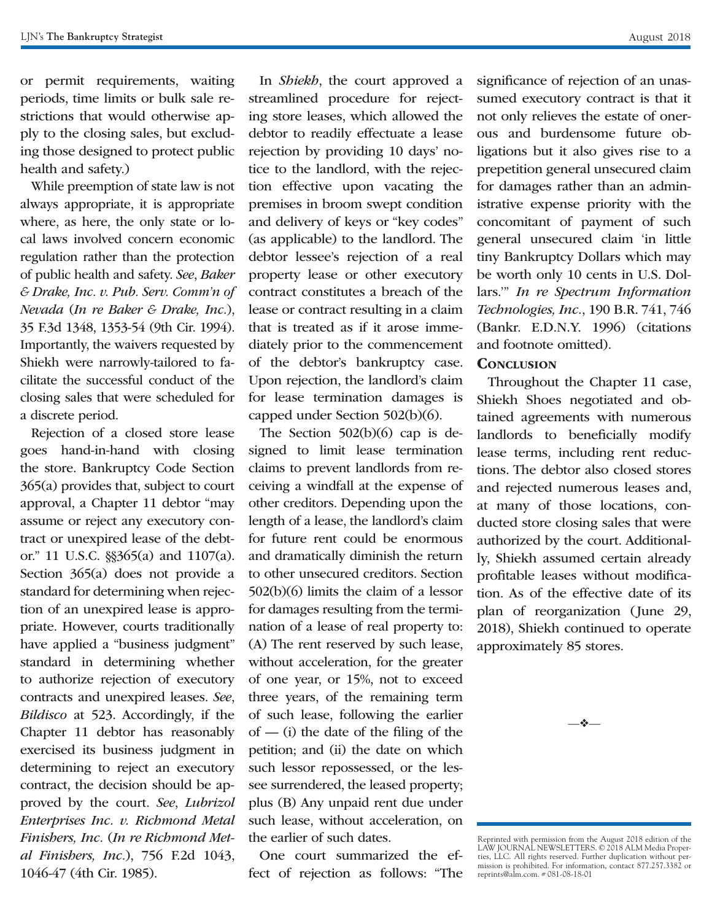or permit requirements, waiting periods, time limits or bulk sale restrictions that would otherwise apply to the closing sales, but excluding those designed to protect public health and safety.)

While preemption of state law is not always appropriate, it is appropriate where, as here, the only state or local laws involved concern economic regulation rather than the protection of public health and safety. *See*, *Baker & Drake, Inc. v. Pub. Serv. Comm'n of Nevada* (*In re Baker & Drake, Inc.*), 35 F.3d 1348, 1353-54 (9th Cir. 1994). Importantly, the waivers requested by Shiekh were narrowly-tailored to facilitate the successful conduct of the closing sales that were scheduled for a discrete period.

Rejection of a closed store lease goes hand-in-hand with closing the store. Bankruptcy Code Section 365(a) provides that, subject to court approval, a Chapter 11 debtor "may assume or reject any executory contract or unexpired lease of the debtor." 11 U.S.C. §§365(a) and 1107(a). Section 365(a) does not provide a standard for determining when rejection of an unexpired lease is appropriate. However, courts traditionally have applied a "business judgment" standard in determining whether to authorize rejection of executory contracts and unexpired leases. *See*, *Bildisco* at 523. Accordingly, if the Chapter 11 debtor has reasonably exercised its business judgment in determining to reject an executory contract, the decision should be approved by the court. *See*, ***Lubrizol Enterprises Inc. v. Richmond Metal Finishers, Inc.*** (***In re Richmond Metal Finishers, Inc.***), 756 F.2d 1043, 1046-47 (4th Cir. 1985).

In *Shiekh*, the court approved a streamlined procedure for rejecting store leases, which allowed the debtor to readily effectuate a lease rejection by providing 10 days' notice to the landlord, with the rejection effective upon vacating the premises in broom swept condition and delivery of keys or "key codes" (as applicable) to the landlord. The debtor lessee's rejection of a real property lease or other executory contract constitutes a breach of the lease or contract resulting in a claim that is treated as if it arose immediately prior to the commencement of the debtor's bankruptcy case. Upon rejection, the landlord's claim for lease termination damages is capped under Section 502(b)(6).

The Section 502(b)(6) cap is designed to limit lease termination claims to prevent landlords from receiving a windfall at the expense of other creditors. Depending upon the length of a lease, the landlord's claim for future rent could be enormous and dramatically diminish the return to other unsecured creditors. Section 502(b)(6) limits the claim of a lessor for damages resulting from the termination of a lease of real property to: (A) The rent reserved by such lease, without acceleration, for the greater of one year, or 15%, not to exceed three years, of the remaining term of such lease, following the earlier of — (i) the date of the filing of the petition; and (ii) the date on which such lessor repossessed, or the lessee surrendered, the leased property; plus (B) Any unpaid rent due under such lease, without acceleration, on the earlier of such dates.

One court summarized the effect of rejection as follows: "The significance of rejection of an unassumed executory contract is that it not only relieves the estate of onerous and burdensome future obligations but it also gives rise to a prepetition general unsecured claim for damages rather than an administrative expense priority with the concomitant of payment of such general unsecured claim 'in little tiny Bankruptcy Dollars which may be worth only 10 cents in U.S. Dollars.'" ***In re Spectrum Information Technologies, Inc.***, 190 B.R. 741, 746 (Bankr. E.D.N.Y. 1996) (citations and footnote omitted).

## Conclusion

Throughout the Chapter 11 case, Shiekh Shoes negotiated and obtained agreements with numerous landlords to beneficially modify lease terms, including rent reductions. The debtor also closed stores and rejected numerous leases and, at many of those locations, conducted store closing sales that were authorized by the court. Additionally, Shiekh assumed certain already profitable leases without modification. As of the effective date of its plan of reorganization (June 29, 2018), Shiekh continued to operate approximately 85 stores.

—❖—

Reprinted with permission from the August 2018 edition of the LAW JOURNAL NEWSLETTERS. © 2018 ALM Media Properties, LLC. All rights reserved. Further duplication without permission is prohibited. For information, contact 877.257.3382 or reprints@alm.com. # 081-08-18-01